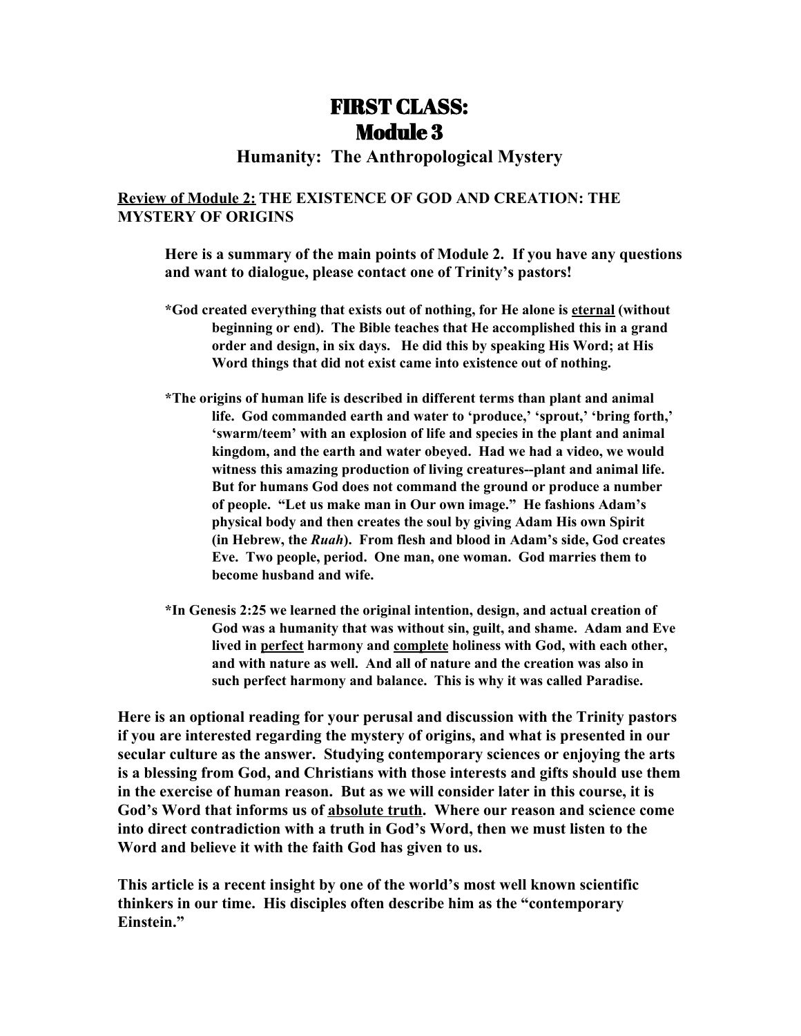# FIRST CLASS:
# Module 3

## Humanity: The Anthropological Mystery

**<u>Review of Module 2:</u> THE EXISTENCE OF GOD AND CREATION: THE MYSTERY OF ORIGINS**

**Here is a summary of the main points of Module 2. If you have any questions and want to dialogue, please contact one of Trinity's pastors!**

**\*God created everything that exists out of nothing, for He alone is <u>eternal</u> (without beginning or end). The Bible teaches that He accomplished this in a grand order and design, in six days. He did this by speaking His Word; at His Word things that did not exist came into existence out of nothing.**

**\*The origins of human life is described in different terms than plant and animal life. God commanded earth and water to 'produce,' 'sprout,' 'bring forth,' 'swarm/teem' with an explosion of life and species in the plant and animal kingdom, and the earth and water obeyed. Had we had a video, we would witness this amazing production of living creatures--plant and animal life. But for humans God does not command the ground or produce a number of people. "Let us make man in Our own image." He fashions Adam's physical body and then creates the soul by giving Adam His own Spirit (in Hebrew, the *Ruah*). From flesh and blood in Adam's side, God creates Eve. Two people, period. One man, one woman. God marries them to become husband and wife.**

**\*In Genesis 2:25 we learned the original intention, design, and actual creation of God was a humanity that was without sin, guilt, and shame. Adam and Eve lived in <u>perfect</u> harmony and <u>complete</u> holiness with God, with each other, and with nature as well. And all of nature and the creation was also in such perfect harmony and balance. This is why it was called Paradise.**

**Here is an optional reading for your perusal and discussion with the Trinity pastors if you are interested regarding the mystery of origins, and what is presented in our secular culture as the answer. Studying contemporary sciences or enjoying the arts is a blessing from God, and Christians with those interests and gifts should use them in the exercise of human reason. But as we will consider later in this course, it is God's Word that informs us of <u>absolute truth</u>. Where our reason and science come into direct contradiction with a truth in God's Word, then we must listen to the Word and believe it with the faith God has given to us.**

**This article is a recent insight by one of the world's most well known scientific thinkers in our time. His disciples often describe him as the "contemporary Einstein."**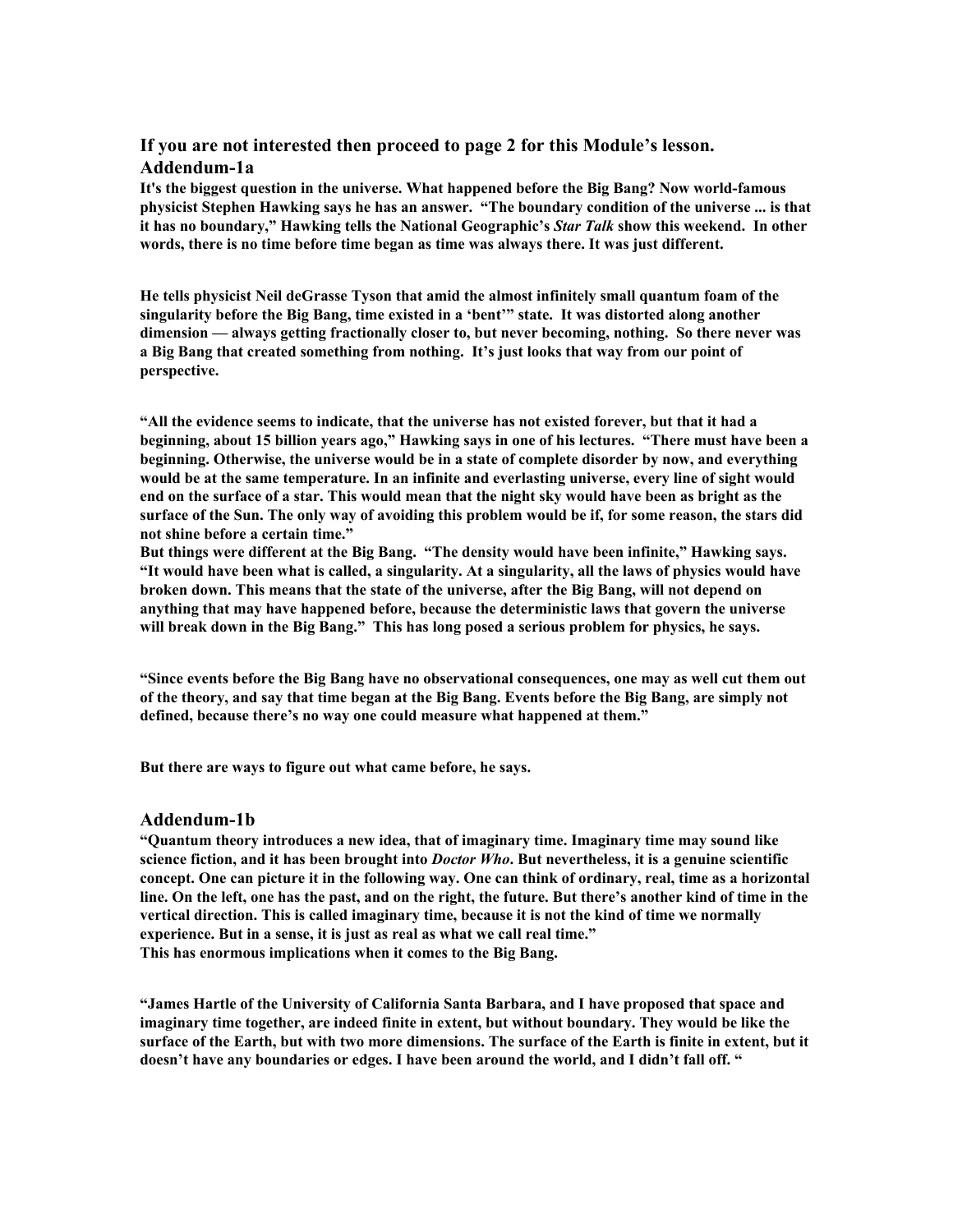### If you are not interested then proceed to page 2 for this Module's lesson.

### Addendum-1a

**It's the biggest question in the universe. What happened before the Big Bang? Now world-famous physicist Stephen Hawking says he has an answer. "The boundary condition of the universe ... is that it has no boundary," Hawking tells the National Geographic's *Star Talk* show this weekend. In other words, there is no time before time began as time was always there. It was just different.**

**He tells physicist Neil deGrasse Tyson that amid the almost infinitely small quantum foam of the singularity before the Big Bang, time existed in a 'bent'" state. It was distorted along another dimension — always getting fractionally closer to, but never becoming, nothing. So there never was a Big Bang that created something from nothing. It's just looks that way from our point of perspective.**

**"All the evidence seems to indicate, that the universe has not existed forever, but that it had a beginning, about 15 billion years ago," Hawking says in one of his lectures. "There must have been a beginning. Otherwise, the universe would be in a state of complete disorder by now, and everything would be at the same temperature. In an infinite and everlasting universe, every line of sight would end on the surface of a star. This would mean that the night sky would have been as bright as the surface of the Sun. The only way of avoiding this problem would be if, for some reason, the stars did not shine before a certain time."**
**But things were different at the Big Bang. "The density would have been infinite," Hawking says. "It would have been what is called, a singularity. At a singularity, all the laws of physics would have broken down. This means that the state of the universe, after the Big Bang, will not depend on anything that may have happened before, because the deterministic laws that govern the universe will break down in the Big Bang." This has long posed a serious problem for physics, he says.**

**"Since events before the Big Bang have no observational consequences, one may as well cut them out of the theory, and say that time began at the Big Bang. Events before the Big Bang, are simply not defined, because there's no way one could measure what happened at them."**

**But there are ways to figure out what came before, he says.**

### Addendum-1b

**"Quantum theory introduces a new idea, that of imaginary time. Imaginary time may sound like science fiction, and it has been brought into *Doctor Who*. But nevertheless, it is a genuine scientific concept. One can picture it in the following way. One can think of ordinary, real, time as a horizontal line. On the left, one has the past, and on the right, the future. But there's another kind of time in the vertical direction. This is called imaginary time, because it is not the kind of time we normally experience. But in a sense, it is just as real as what we call real time."**
**This has enormous implications when it comes to the Big Bang.**

**"James Hartle of the University of California Santa Barbara, and I have proposed that space and imaginary time together, are indeed finite in extent, but without boundary. They would be like the surface of the Earth, but with two more dimensions. The surface of the Earth is finite in extent, but it doesn't have any boundaries or edges. I have been around the world, and I didn't fall off. "**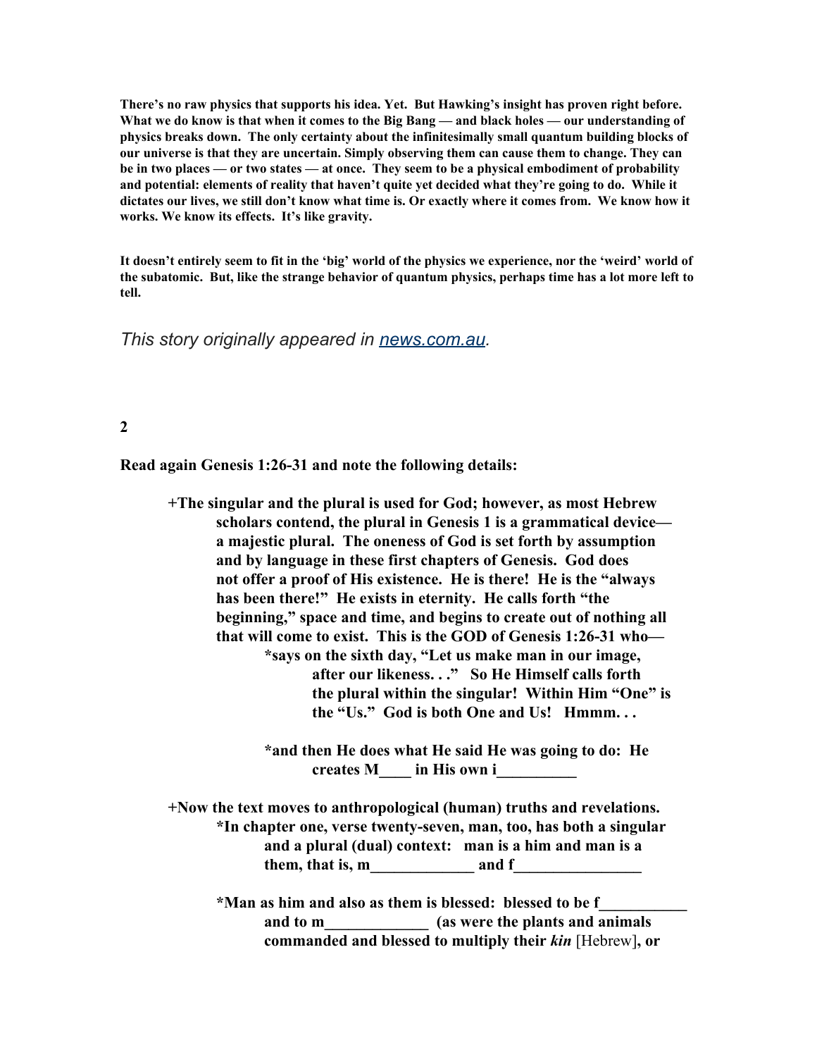**There's no raw physics that supports his idea. Yet. But Hawking's insight has proven right before. What we do know is that when it comes to the Big Bang — and black holes — our understanding of physics breaks down. The only certainty about the infinitesimally small quantum building blocks of our universe is that they are uncertain. Simply observing them can cause them to change. They can be in two places — or two states — at once. They seem to be a physical embodiment of probability and potential: elements of reality that haven't quite yet decided what they're going to do. While it dictates our lives, we still don't know what time is. Or exactly where it comes from. We know how it works. We know its effects. It's like gravity.**

**It doesn't entirely seem to fit in the 'big' world of the physics we experience, nor the 'weird' world of the subatomic. But, like the strange behavior of quantum physics, perhaps time has a lot more left to tell.**

*This story originally appeared in [news.com.au](news.com.au).*

**2**

**Read again Genesis 1:26-31 and note the following details:**

**+The singular and the plural is used for God; however, as most Hebrew scholars contend, the plural in Genesis 1 is a grammatical device—a majestic plural. The oneness of God is set forth by assumption and by language in these first chapters of Genesis. God does not offer a proof of His existence. He is there! He is the "always has been there!" He exists in eternity. He calls forth "the beginning," space and time, and begins to create out of nothing all that will come to exist. This is the GOD of Genesis 1:26-31 who—**

**\*says on the sixth day, "Let us make man in our image, after our likeness. . ." So He Himself calls forth the plural within the singular! Within Him "One" is the "Us." God is both One and Us! Hmmm. . .**

**\*and then He does what He said He was going to do: He creates M____ in His own i__________**

**+Now the text moves to anthropological (human) truths and revelations.**

**\*In chapter one, verse twenty-seven, man, too, has both a singular and a plural (dual) context: man is a him and man is a them, that is, m_____________ and f________________**

**\*Man as him and also as them is blessed: blessed to be f___________ and to m_____________ (as were the plants and animals commanded and blessed to multiply their *kin*** [Hebrew]**, or**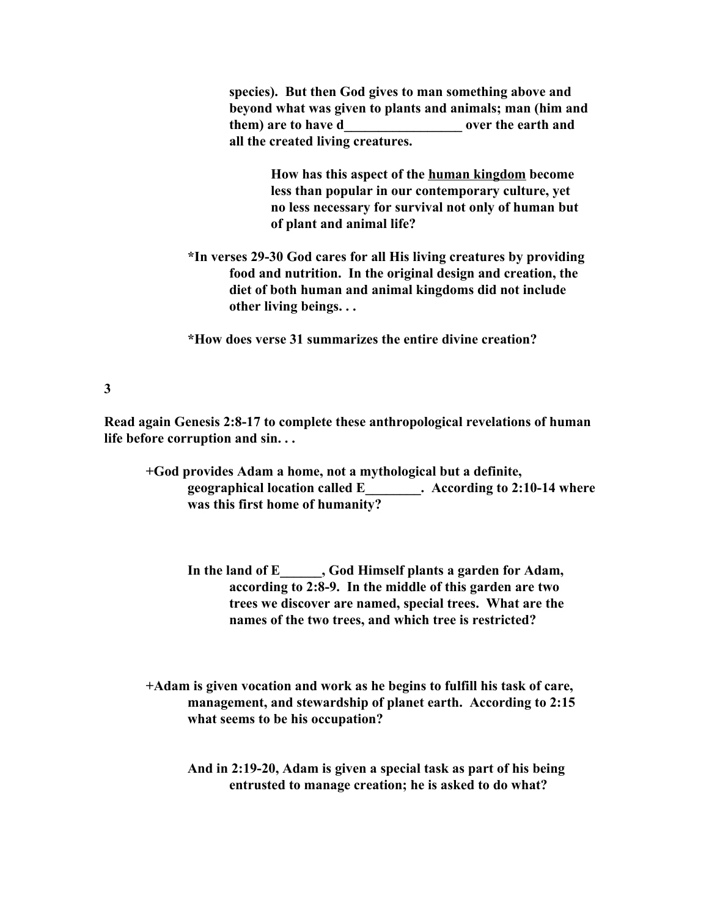**species). But then God gives to man something above and beyond what was given to plants and animals; man (him and them) are to have d_________________ over the earth and all the created living creatures.**

**How has this aspect of the <u>human kingdom</u> become less than popular in our contemporary culture, yet no less necessary for survival not only of human but of plant and animal life?**

**\*In verses 29-30 God cares for all His living creatures by providing food and nutrition. In the original design and creation, the diet of both human and animal kingdoms did not include other living beings. . .**

**\*How does verse 31 summarizes the entire divine creation?**

**3**

**Read again Genesis 2:8-17 to complete these anthropological revelations of human life before corruption and sin. . .**

**+God provides Adam a home, not a mythological but a definite, geographical location called E________. According to 2:10-14 where was this first home of humanity?**

**In the land of E______, God Himself plants a garden for Adam, according to 2:8-9. In the middle of this garden are two trees we discover are named, special trees. What are the names of the two trees, and which tree is restricted?**

**+Adam is given vocation and work as he begins to fulfill his task of care, management, and stewardship of planet earth. According to 2:15 what seems to be his occupation?**

**And in 2:19-20, Adam is given a special task as part of his being entrusted to manage creation; he is asked to do what?**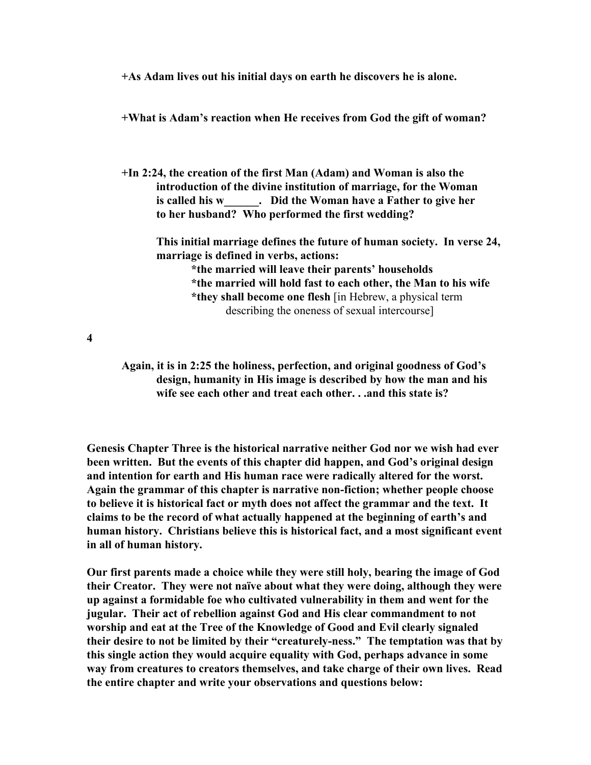**+As Adam lives out his initial days on earth he discovers he is alone.**

**+What is Adam's reaction when He receives from God the gift of woman?**

**+In 2:24, the creation of the first Man (Adam) and Woman is also the introduction of the divine institution of marriage, for the Woman is called his w______. Did the Woman have a Father to give her to her husband? Who performed the first wedding?**

**This initial marriage defines the future of human society. In verse 24, marriage is defined in verbs, actions:**

- **\*the married will leave their parents' households**
- **\*the married will hold fast to each other, the Man to his wife**
- **\*they shall become one flesh** [in Hebrew, a physical term describing the oneness of sexual intercourse]

**4**

**Again, it is in 2:25 the holiness, perfection, and original goodness of God's design, humanity in His image is described by how the man and his wife see each other and treat each other. . .and this state is?**

**Genesis Chapter Three is the historical narrative neither God nor we wish had ever been written. But the events of this chapter did happen, and God's original design and intention for earth and His human race were radically altered for the worst. Again the grammar of this chapter is narrative non-fiction; whether people choose to believe it is historical fact or myth does not affect the grammar and the text. It claims to be the record of what actually happened at the beginning of earth's and human history. Christians believe this is historical fact, and a most significant event in all of human history.**

**Our first parents made a choice while they were still holy, bearing the image of God their Creator. They were not naïve about what they were doing, although they were up against a formidable foe who cultivated vulnerability in them and went for the jugular. Their act of rebellion against God and His clear commandment to not worship and eat at the Tree of the Knowledge of Good and Evil clearly signaled their desire to not be limited by their "creaturely-ness." The temptation was that by this single action they would acquire equality with God, perhaps advance in some way from creatures to creators themselves, and take charge of their own lives. Read the entire chapter and write your observations and questions below:**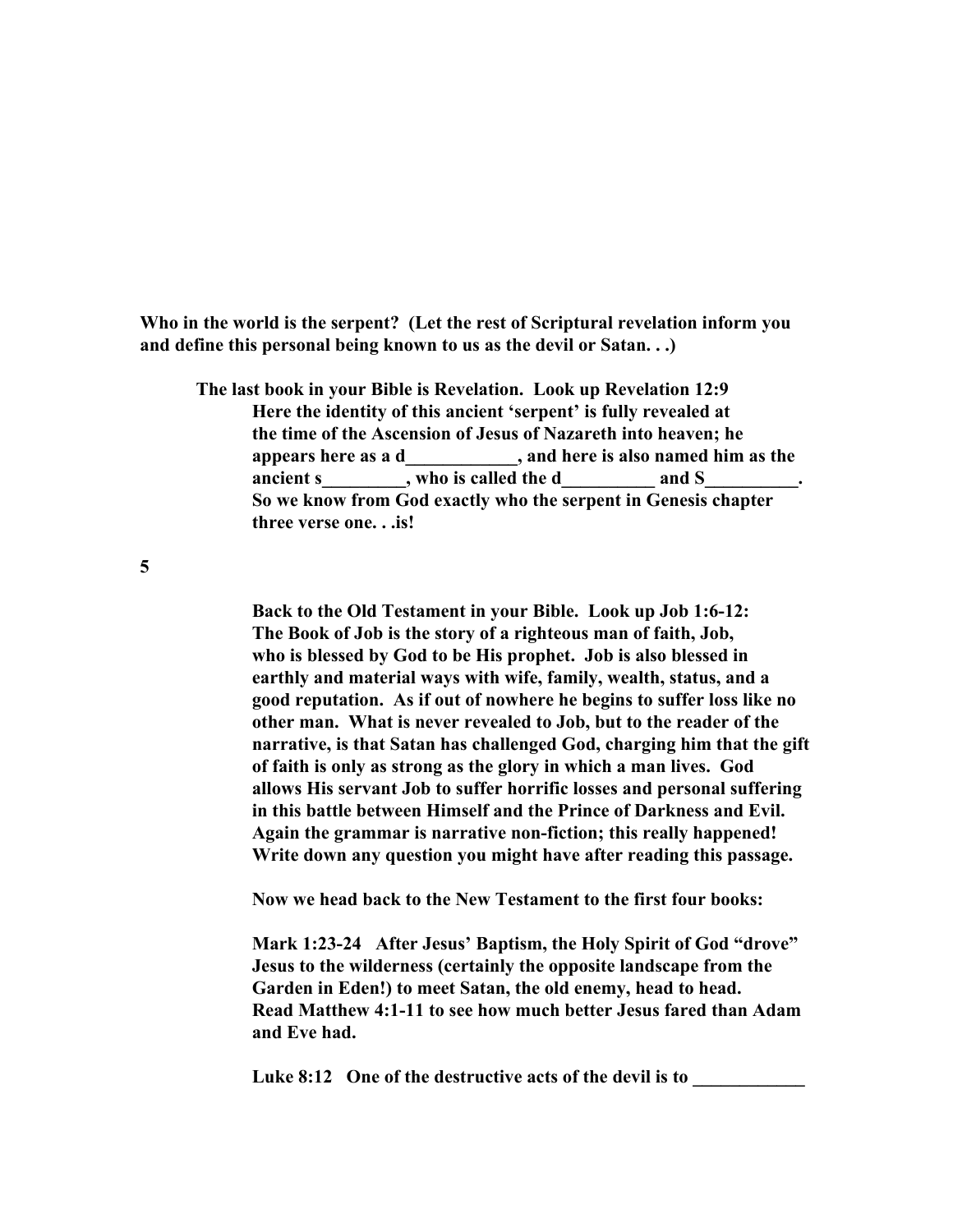**Who in the world is the serpent? (Let the rest of Scriptural revelation inform you and define this personal being known to us as the devil or Satan. . .)**

**The last book in your Bible is Revelation. Look up Revelation 12:9**
**Here the identity of this ancient 'serpent' is fully revealed at the time of the Ascension of Jesus of Nazareth into heaven; he appears here as a d____________, and here is also named him as the ancient s_________, who is called the d__________ and S__________. So we know from God exactly who the serpent in Genesis chapter three verse one. . .is!**

**5**

**Back to the Old Testament in your Bible. Look up Job 1:6-12: The Book of Job is the story of a righteous man of faith, Job, who is blessed by God to be His prophet. Job is also blessed in earthly and material ways with wife, family, wealth, status, and a good reputation. As if out of nowhere he begins to suffer loss like no other man. What is never revealed to Job, but to the reader of the narrative, is that Satan has challenged God, charging him that the gift of faith is only as strong as the glory in which a man lives. God allows His servant Job to suffer horrific losses and personal suffering in this battle between Himself and the Prince of Darkness and Evil. Again the grammar is narrative non-fiction; this really happened! Write down any question you might have after reading this passage.**

**Now we head back to the New Testament to the first four books:**

**Mark 1:23-24 After Jesus' Baptism, the Holy Spirit of God "drove" Jesus to the wilderness (certainly the opposite landscape from the Garden in Eden!) to meet Satan, the old enemy, head to head. Read Matthew 4:1-11 to see how much better Jesus fared than Adam and Eve had.**

**Luke 8:12 One of the destructive acts of the devil is to ____________**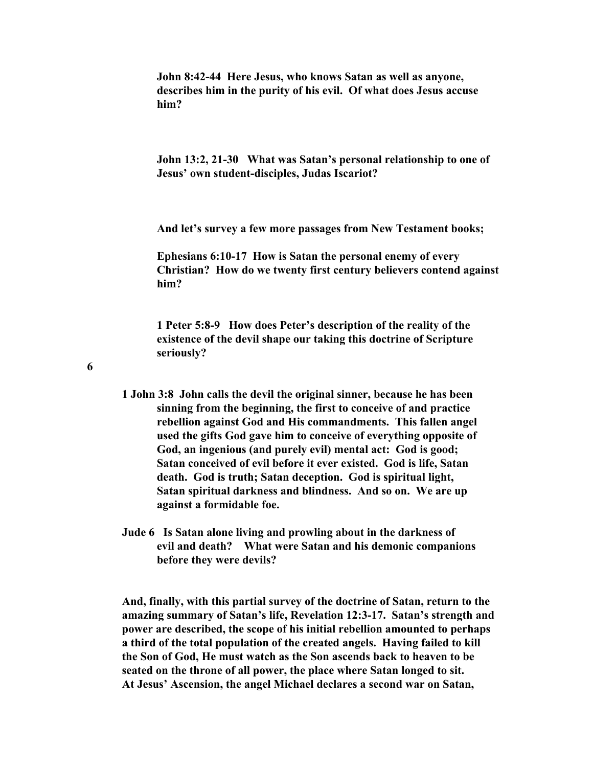**John 8:42-44 Here Jesus, who knows Satan as well as anyone, describes him in the purity of his evil. Of what does Jesus accuse him?**

**John 13:2, 21-30 What was Satan's personal relationship to one of Jesus' own student-disciples, Judas Iscariot?**

**And let's survey a few more passages from New Testament books;**

**Ephesians 6:10-17 How is Satan the personal enemy of every Christian? How do we twenty first century believers contend against him?**

**1 Peter 5:8-9 How does Peter's description of the reality of the existence of the devil shape our taking this doctrine of Scripture seriously?**

**1 John 3:8 John calls the devil the original sinner, because he has been sinning from the beginning, the first to conceive of and practice rebellion against God and His commandments. This fallen angel used the gifts God gave him to conceive of everything opposite of God, an ingenious (and purely evil) mental act: God is good; Satan conceived of evil before it ever existed. God is life, Satan death. God is truth; Satan deception. God is spiritual light, Satan spiritual darkness and blindness. And so on. We are up against a formidable foe.**

**Jude 6 Is Satan alone living and prowling about in the darkness of evil and death? What were Satan and his demonic companions before they were devils?**

**And, finally, with this partial survey of the doctrine of Satan, return to the amazing summary of Satan's life, Revelation 12:3-17. Satan's strength and power are described, the scope of his initial rebellion amounted to perhaps a third of the total population of the created angels. Having failed to kill the Son of God, He must watch as the Son ascends back to heaven to be seated on the throne of all power, the place where Satan longed to sit. At Jesus' Ascension, the angel Michael declares a second war on Satan,**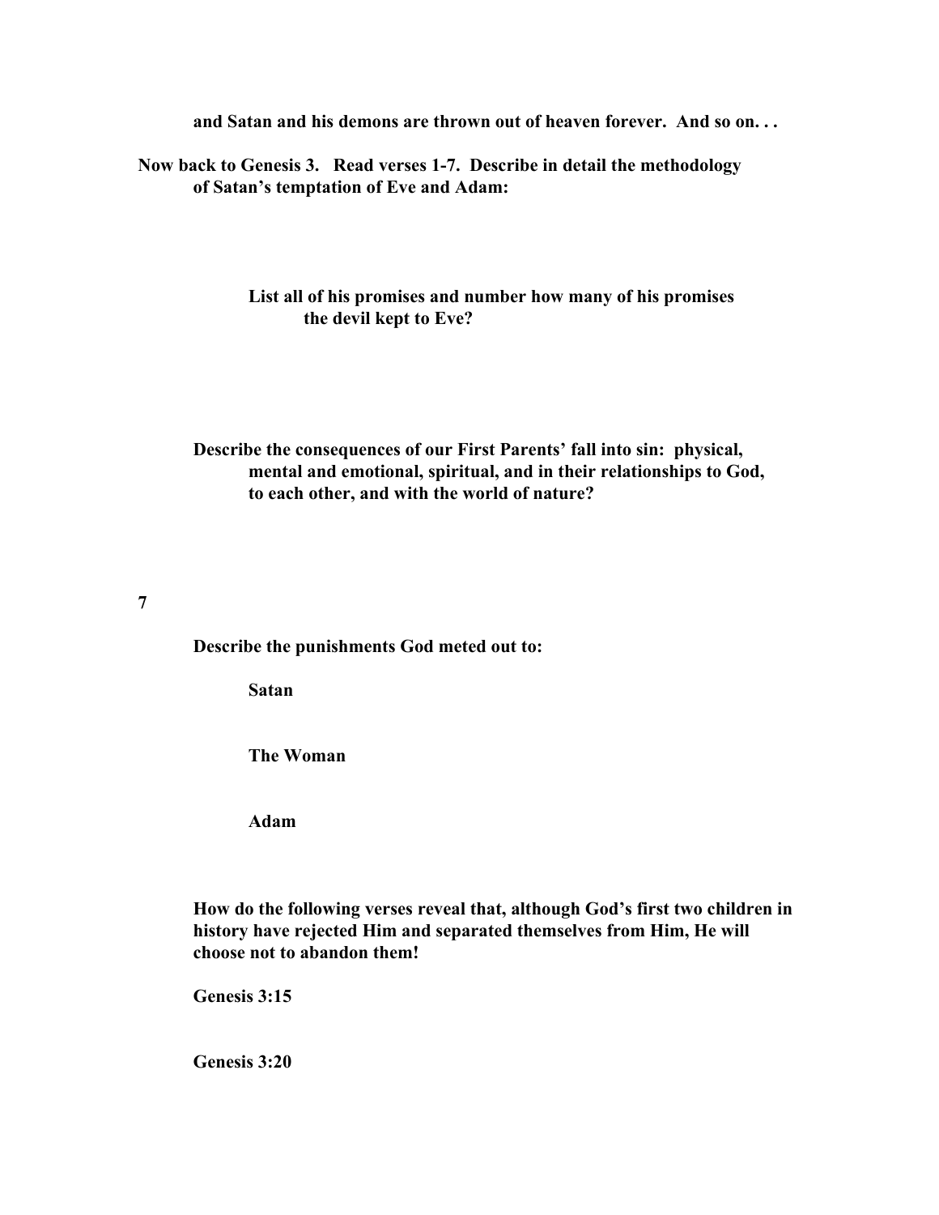**and Satan and his demons are thrown out of heaven forever. And so on. . .**

**Now back to Genesis 3. Read verses 1-7. Describe in detail the methodology of Satan's temptation of Eve and Adam:**

**List all of his promises and number how many of his promises the devil kept to Eve?**

**Describe the consequences of our First Parents' fall into sin: physical, mental and emotional, spiritual, and in their relationships to God, to each other, and with the world of nature?**

**Describe the punishments God meted out to:**

**Satan**

**The Woman**

**Adam**

**How do the following verses reveal that, although God's first two children in history have rejected Him and separated themselves from Him, He will choose not to abandon them!**

**Genesis 3:15**

**Genesis 3:20**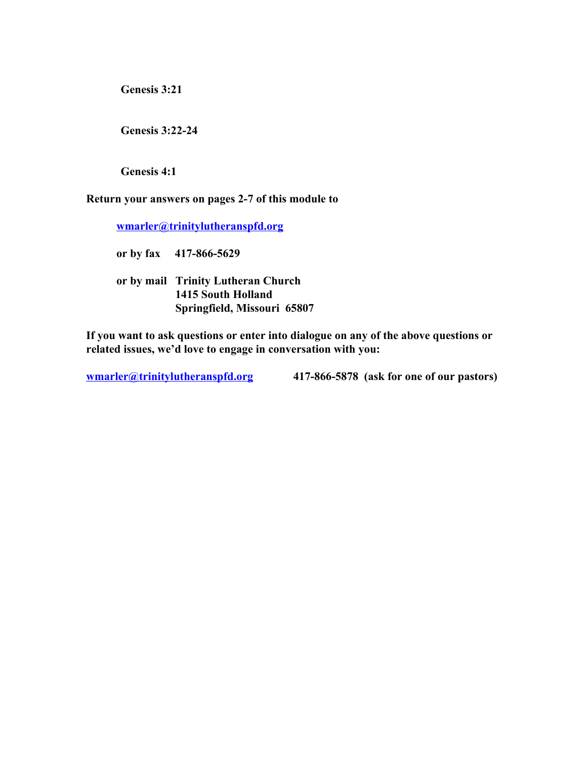**Genesis 3:21**

**Genesis 3:22-24**

**Genesis 4:1**

**Return your answers on pages 2-7 of this module to**

**wmarler@trinitylutheranspfd.org**

**or by fax 417-866-5629**

**or by mail Trinity Lutheran Church**
**1415 South Holland**
**Springfield, Missouri 65807**

**If you want to ask questions or enter into dialogue on any of the above questions or related issues, we'd love to engage in conversation with you:**

**wmarler@trinitylutheranspfd.org** **417-866-5878 (ask for one of our pastors)**